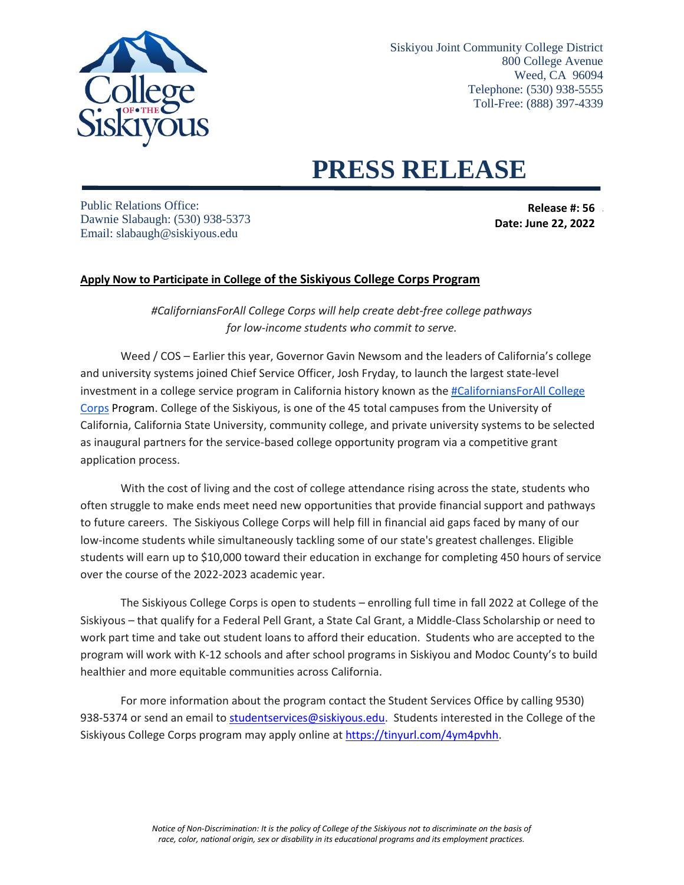Siskiyou Joint Community College District
800 College Avenue
Weed, CA 96094
Telephone: (530) 938-5555
Toll-Free: (888) 397-4339

# PRESS RELEASE

Public Relations Office:
Dawnie Slabaugh: (530) 938-5373
Email: slabaugh@siskiyous.edu

**Release #: 56**
**Date: June 22, 2022**

## Apply Now to Participate in College of the Siskiyous College Corps Program

*#CaliforniansForAll College Corps will help create debt-free college pathways for low-income students who commit to serve.*

Weed / COS – Earlier this year, Governor Gavin Newsom and the leaders of California's college and university systems joined Chief Service Officer, Josh Fryday, to launch the largest state-level investment in a college service program in California history known as the [#CaliforniansForAll College Corps] Program. College of the Siskiyous, is one of the 45 total campuses from the University of California, California State University, community college, and private university systems to be selected as inaugural partners for the service-based college opportunity program via a competitive grant application process.

With the cost of living and the cost of college attendance rising across the state, students who often struggle to make ends meet need new opportunities that provide financial support and pathways to future careers. The Siskiyous College Corps will help fill in financial aid gaps faced by many of our low-income students while simultaneously tackling some of our state's greatest challenges. Eligible students will earn up to $10,000 toward their education in exchange for completing 450 hours of service over the course of the 2022-2023 academic year.

The Siskiyous College Corps is open to students – enrolling full time in fall 2022 at College of the Siskiyous – that qualify for a Federal Pell Grant, a State Cal Grant, a Middle-Class Scholarship or need to work part time and take out student loans to afford their education. Students who are accepted to the program will work with K-12 schools and after school programs in Siskiyou and Modoc County's to build healthier and more equitable communities across California.

For more information about the program contact the Student Services Office by calling 9530) 938-5374 or send an email to studentservices@siskiyous.edu. Students interested in the College of the Siskiyous College Corps program may apply online at https://tinyurl.com/4ym4pvhh.

*Notice of Non-Discrimination: It is the policy of College of the Siskiyous not to discriminate on the basis of race, color, national origin, sex or disability in its educational programs and its employment practices.*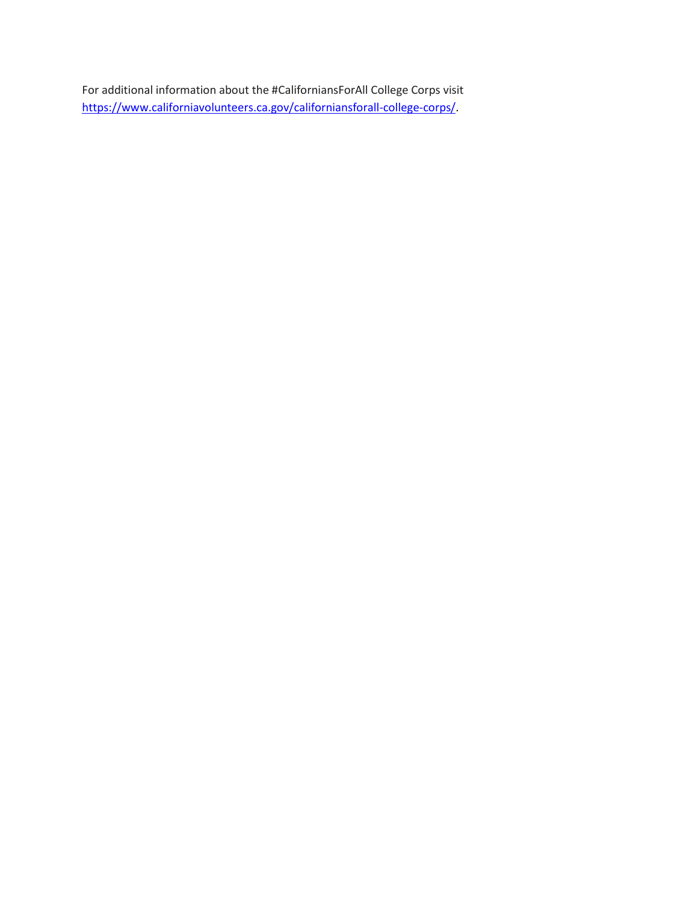For additional information about the #CaliforniansForAll College Corps visit [https://www.californiavolunteers.ca.gov/californiansforall-college-corps/](https://www.californiavolunteers.ca.gov/californiansforall-college-corps/).